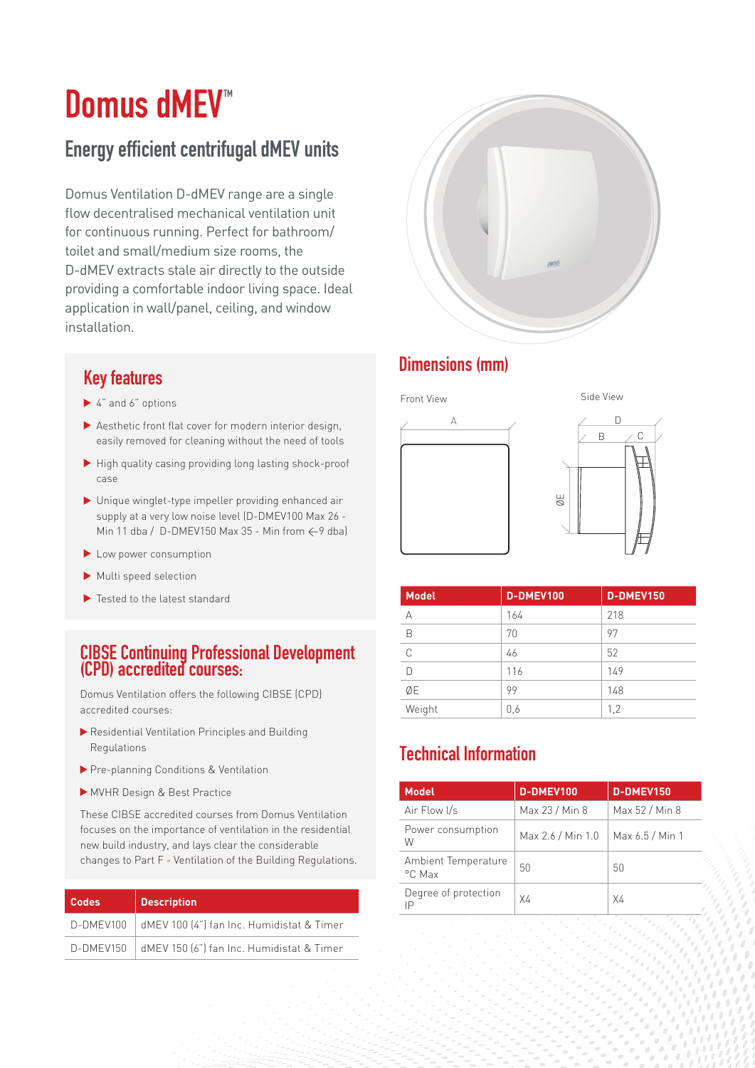# Domus dMEV™

## Energy efficient centrifugal dMEV units

Domus Ventilation D-dMEV range are a single flow decentralised mechanical ventilation unit for continuous running. Perfect for bathroom/toilet and small/medium size rooms, the D-dMEV extracts stale air directly to the outside providing a comfortable indoor living space. Ideal application in wall/panel, ceiling, and window installation.

### Key features

- 4" and 6" options
- Aesthetic front flat cover for modern interior design, easily removed for cleaning without the need of tools
- High quality casing providing long lasting shock-proof case
- Unique winglet-type impeller providing enhanced air supply at a very low noise level (D-DMEV100 Max 26 - Min 11 dba / D-DMEV150 Max 35 - Min from <-9 dba)
- Low power consumption
- Multi speed selection
- Tested to the latest standard

### CIBSE Continuing Professional Development (CPD) accredited courses:

Domus Ventilation offers the following CIBSE (CPD) accredited courses:

- Residential Ventilation Principles and Building Regulations
- Pre-planning Conditions & Ventilation
- MVHR Design & Best Practice

These CIBSE accredited courses from Domus Ventilation focuses on the importance of ventilation in the residential new build industry, and lays clear the considerable changes to Part F - Ventilation of the Building Regulations.

| Codes | Description |
|---|---|
| D-DMEV100 | dMEV 100 (4") fan Inc. Humidistat & Timer |
| D-DMEV150 | dMEV 150 (6") fan Inc. Humidistat & Timer |

### Dimensions (mm)

Front View

Side View

| Model | D-DMEV100 | D-DMEV150 |
|---|---|---|
| A | 164 | 218 |
| B | 70 | 97 |
| C | 46 | 52 |
| D | 116 | 149 |
| ØE | 99 | 148 |
| Weight | 0,6 | 1,2 |

### Technical Information

| Model | D-DMEV100 | D-DMEV150 |
|---|---|---|
| Air Flow l/s | Max 23 / Min 8 | Max 52 / Min 8 |
| Power consumption W | Max 2.6 / Min 1.0 | Max 6.5 / Min 1 |
| Ambient Temperature °C Max | 50 | 50 |
| Degree of protection IP | X4 | X4 |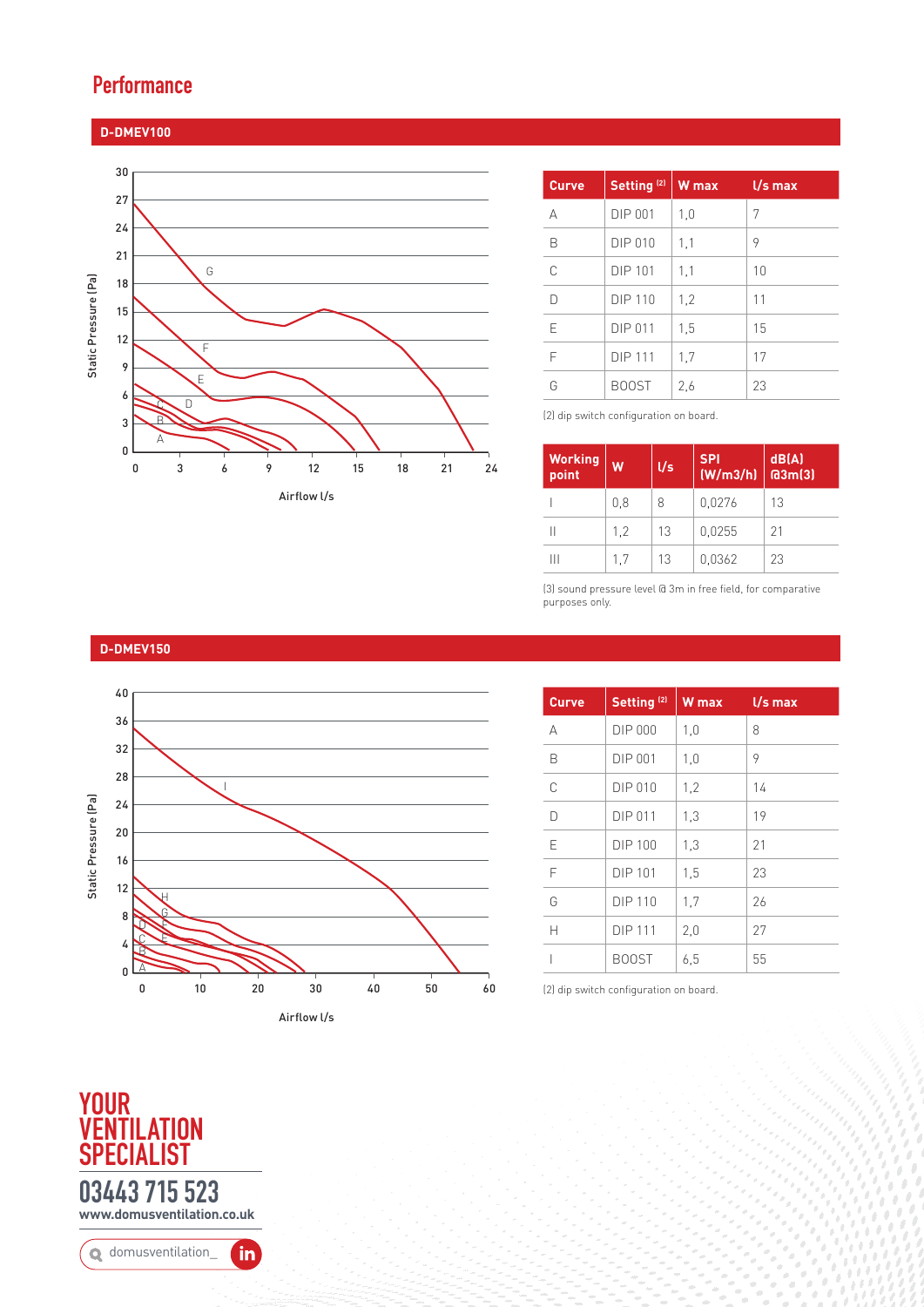# Performance

## D-DMEV100

30
27
24
21
18
15
12
9
6
3
0

Static Pressure (Pa)

0 3 6 9 12 15 18 21 24

Airflow l/s

G
F
E
D
C
B
A

| Curve | Setting [2] | W max | l/s max |
|---|---|---|---|
| A | DIP 001 | 1,0 | 7 |
| B | DIP 010 | 1,1 | 9 |
| C | DIP 101 | 1,1 | 10 |
| D | DIP 110 | 1,2 | 11 |
| E | DIP 011 | 1,5 | 15 |
| F | DIP 111 | 1,7 | 17 |
| G | BOOST | 2,6 | 23 |

(2) dip switch configuration on board.

| Working point | W | l/s | SPI (W/m3/h) | dB(A) @3m(3) |
|---|---|---|---|---|
| I | 0,8 | 8 | 0,0276 | 13 |
| II | 1,2 | 13 | 0,0255 | 21 |
| III | 1,7 | 13 | 0,0362 | 23 |

(3) sound pressure level @ 3m in free field, for comparative purposes only.

## D-DMEV150

40
36
32
28
24
20
16
12
8
4
0

Static Pressure (Pa)

0 10 20 30 40 50 60

Airflow l/s

I
H
G
F
E
D
C
B
A

| Curve | Setting [2] | W max | l/s max |
|---|---|---|---|
| A | DIP 000 | 1,0 | 8 |
| B | DIP 001 | 1,0 | 9 |
| C | DIP 010 | 1,2 | 14 |
| D | DIP 011 | 1,3 | 19 |
| E | DIP 100 | 1,3 | 21 |
| F | DIP 101 | 1,5 | 23 |
| G | DIP 110 | 1,7 | 26 |
| H | DIP 111 | 2,0 | 27 |
| I | BOOST | 6,5 | 55 |

(2) dip switch configuration on board.

**YOUR VENTILATION SPECIALIST**

**03443 715 523**

**www.domusventilation.co.uk**

domusventilation_